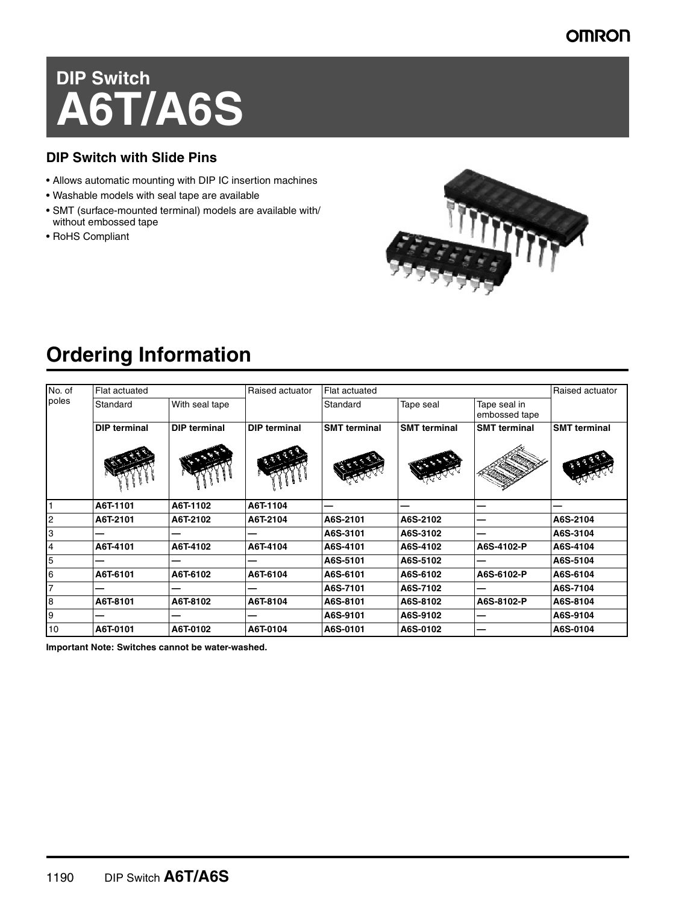# DIP Switch
# A6T/A6S

### DIP Switch with Slide Pins

- Allows automatic mounting with DIP IC insertion machines
- Washable models with seal tape are available
- SMT (surface-mounted terminal) models are available with/ without embossed tape
- RoHS Compliant

## Ordering Information

| No. of poles | Flat actuated | | Raised actuator | Flat actuated | | | Raised actuator |
|---|---|---|---|---|---|---|---|
| | Standard | With seal tape | | Standard | Tape seal | Tape seal in embossed tape | |
| | **DIP terminal** | **DIP terminal** | **DIP terminal** | **SMT terminal** | **SMT terminal** | **SMT terminal** | **SMT terminal** |
| 1 | **A6T-1101** | **A6T-1102** | **A6T-1104** | **—** | **—** | **—** | **—** |
| 2 | **A6T-2101** | **A6T-2102** | **A6T-2104** | **A6S-2101** | **A6S-2102** | **—** | **A6S-2104** |
| 3 | **—** | **—** | **—** | **A6S-3101** | **A6S-3102** | **—** | **A6S-3104** |
| 4 | **A6T-4101** | **A6T-4102** | **A6T-4104** | **A6S-4101** | **A6S-4102** | **A6S-4102-P** | **A6S-4104** |
| 5 | **—** | **—** | **—** | **A6S-5101** | **A6S-5102** | **—** | **A6S-5104** |
| 6 | **A6T-6101** | **A6T-6102** | **A6T-6104** | **A6S-6101** | **A6S-6102** | **A6S-6102-P** | **A6S-6104** |
| 7 | **—** | **—** | **—** | **A6S-7101** | **A6S-7102** | **—** | **A6S-7104** |
| 8 | **A6T-8101** | **A6T-8102** | **A6T-8104** | **A6S-8101** | **A6S-8102** | **A6S-8102-P** | **A6S-8104** |
| 9 | **—** | **—** | **—** | **A6S-9101** | **A6S-9102** | **—** | **A6S-9104** |
| 10 | **A6T-0101** | **A6T-0102** | **A6T-0104** | **A6S-0101** | **A6S-0102** | **—** | **A6S-0104** |

**Important Note: Switches cannot be water-washed.**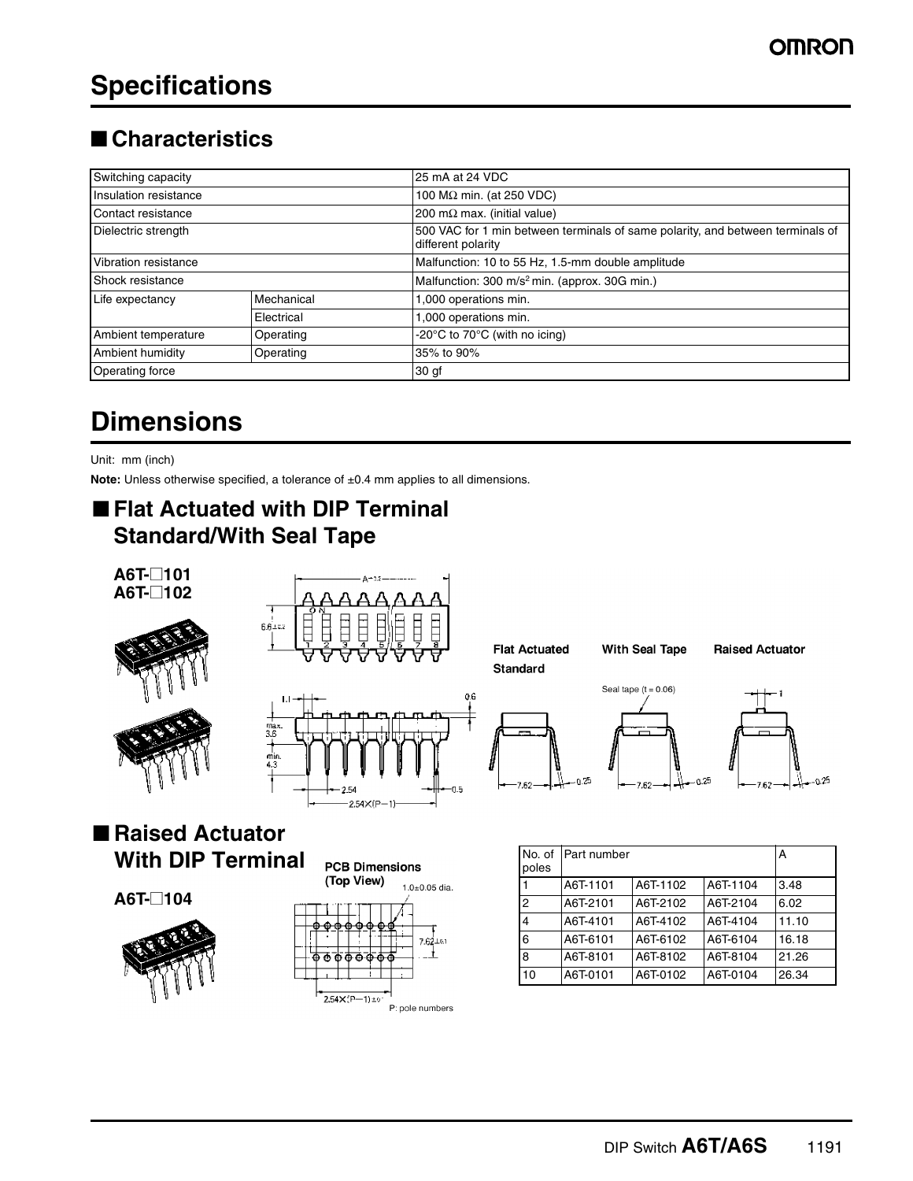# Specifications

## ■ Characteristics

| Switching capacity | | 25 mA at 24 VDC |
|---|---|---|
| Insulation resistance | | 100 MΩ min. (at 250 VDC) |
| Contact resistance | | 200 mΩ max. (initial value) |
| Dielectric strength | | 500 VAC for 1 min between terminals of same polarity, and between terminals of different polarity |
| Vibration resistance | | Malfunction: 10 to 55 Hz, 1.5-mm double amplitude |
| Shock resistance | | Malfunction: 300 m/s$^2$ min. (approx. 30G min.) |
| Life expectancy | Mechanical | 1,000 operations min. |
| | Electrical | 1,000 operations min. |
| Ambient temperature | Operating | -20°C to 70°C (with no icing) |
| Ambient humidity | Operating | 35% to 90% |
| Operating force | | 30 gf |

# Dimensions

Unit: mm (inch)

**Note:** Unless otherwise specified, a tolerance of ±0.4 mm applies to all dimensions.

## ■ Flat Actuated with DIP Terminal Standard/With Seal Tape

**A6T-□101**
**A6T-□102**

Flat Actuated Standard

With Seal Tape

Seal tape (t = 0.06)

Raised Actuator

## ■ Raised Actuator With DIP Terminal

**A6T-□104**

PCB Dimensions (Top View)

1.0±0.05 dia.

7.62±0.1

2.54×(P−1)±0.1

P: pole numbers

| No. of poles | Part number | | | A |
|---|---|---|---|---|
| 1 | A6T-1101 | A6T-1102 | A6T-1104 | 3.48 |
| 2 | A6T-2101 | A6T-2102 | A6T-2104 | 6.02 |
| 4 | A6T-4101 | A6T-4102 | A6T-4104 | 11.10 |
| 6 | A6T-6101 | A6T-6102 | A6T-6104 | 16.18 |
| 8 | A6T-8101 | A6T-8102 | A6T-8104 | 21.26 |
| 10 | A6T-0101 | A6T-0102 | A6T-0104 | 26.34 |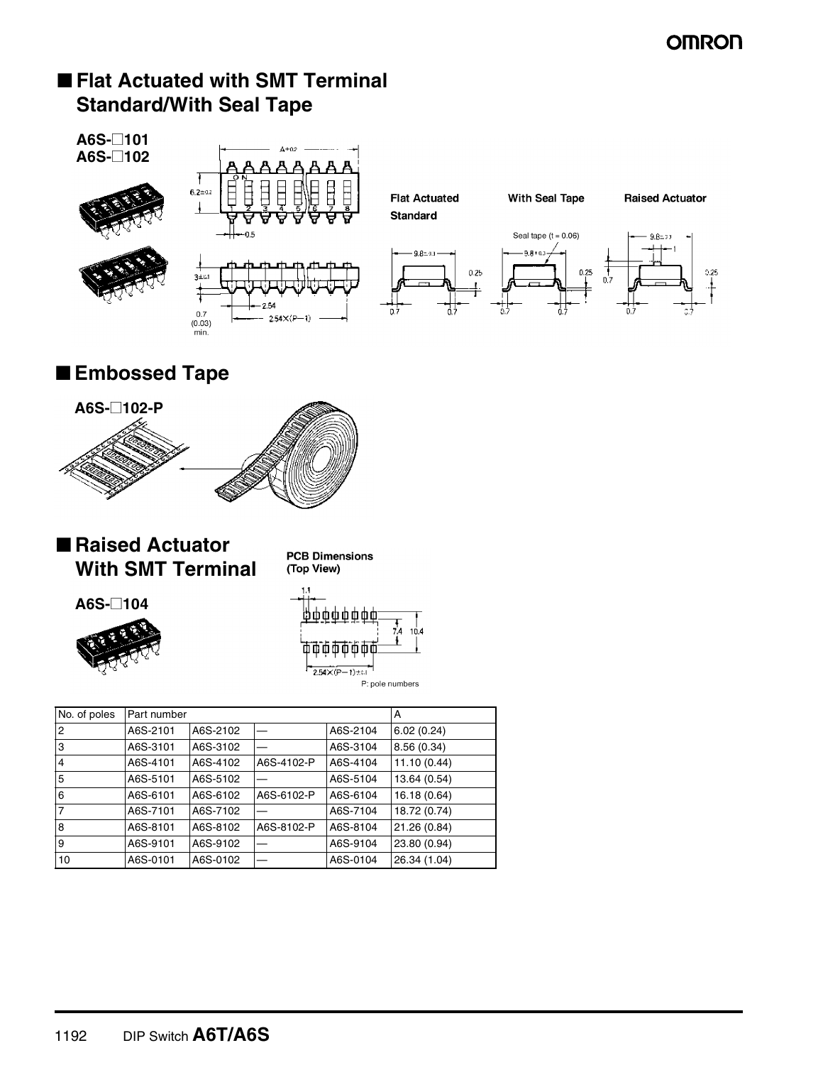## ■ Flat Actuated with SMT Terminal Standard/With Seal Tape

**A6S-□101**
**A6S-□102**

Flat Actuated Standard

With Seal Tape

Raised Actuator

## ■ Embossed Tape

**A6S-□102-P**

## ■ Raised Actuator With SMT Terminal

**A6S-□104**

**PCB Dimensions (Top View)**

P: pole numbers

| No. of poles | Part number | | | | A |
|---|---|---|---|---|---|
| 2 | A6S-2101 | A6S-2102 | — | A6S-2104 | 6.02 (0.24) |
| 3 | A6S-3101 | A6S-3102 | — | A6S-3104 | 8.56 (0.34) |
| 4 | A6S-4101 | A6S-4102 | A6S-4102-P | A6S-4104 | 11.10 (0.44) |
| 5 | A6S-5101 | A6S-5102 | — | A6S-5104 | 13.64 (0.54) |
| 6 | A6S-6101 | A6S-6102 | A6S-6102-P | A6S-6104 | 16.18 (0.64) |
| 7 | A6S-7101 | A6S-7102 | — | A6S-7104 | 18.72 (0.74) |
| 8 | A6S-8101 | A6S-8102 | A6S-8102-P | A6S-8104 | 21.26 (0.84) |
| 9 | A6S-9101 | A6S-9102 | — | A6S-9104 | 23.80 (0.94) |
| 10 | A6S-0101 | A6S-0102 | — | A6S-0104 | 26.34 (1.04) |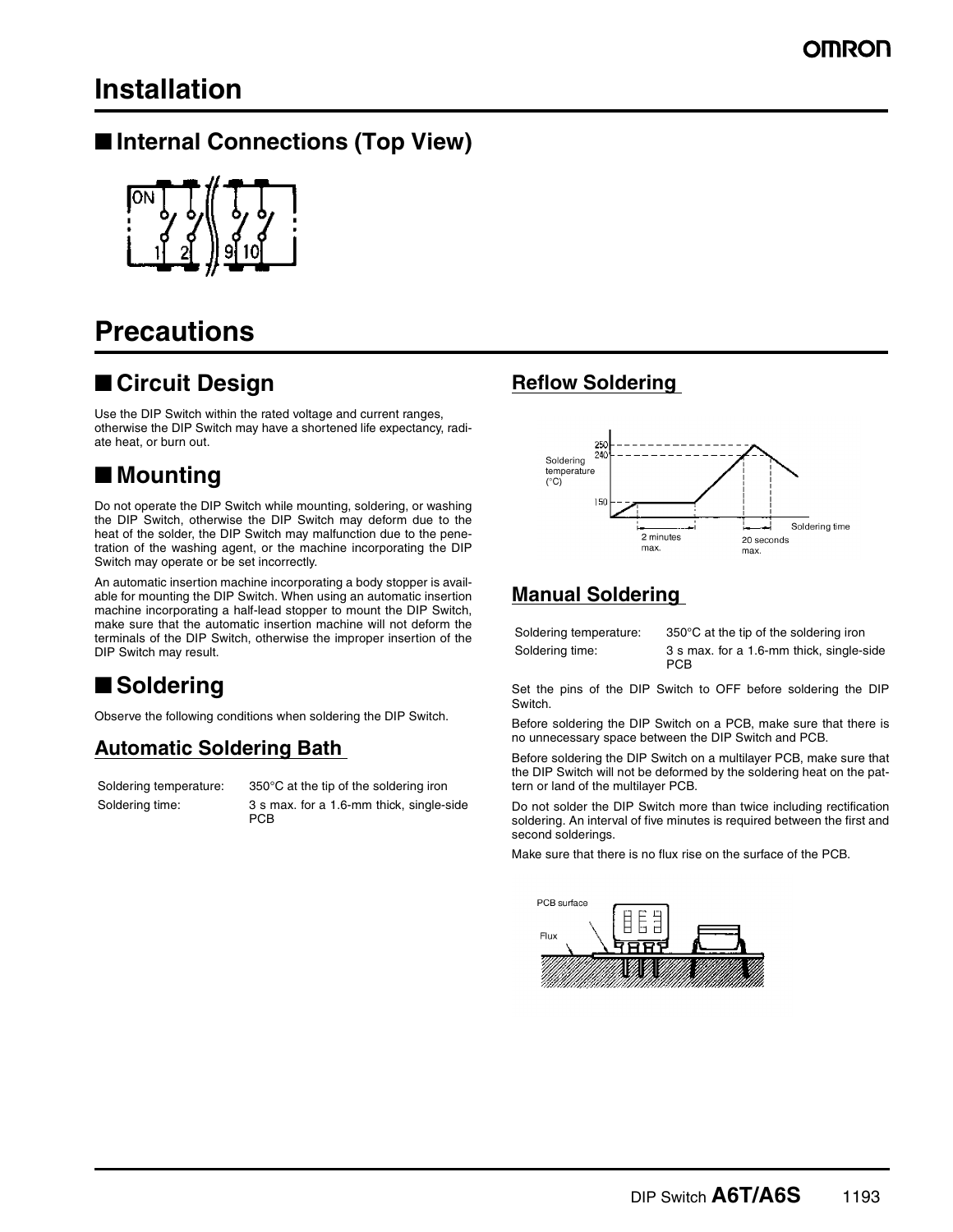# Installation

## Internal Connections (Top View)

# Precautions

## Circuit Design

Use the DIP Switch within the rated voltage and current ranges, otherwise the DIP Switch may have a shortened life expectancy, radiate heat, or burn out.

## Mounting

Do not operate the DIP Switch while mounting, soldering, or washing the DIP Switch, otherwise the DIP Switch may deform due to the heat of the solder, the DIP Switch may malfunction due to the penetration of the washing agent, or the machine incorporating the DIP Switch may operate or be set incorrectly.

An automatic insertion machine incorporating a body stopper is available for mounting the DIP Switch. When using an automatic insertion machine incorporating a half-lead stopper to mount the DIP Switch, make sure that the automatic insertion machine will not deform the terminals of the DIP Switch, otherwise the improper insertion of the DIP Switch may result.

## Soldering

Observe the following conditions when soldering the DIP Switch.

### Automatic Soldering Bath

| | |
|---|---|
| Soldering temperature: | 350°C at the tip of the soldering iron |
| Soldering time: | 3 s max. for a 1.6-mm thick, single-side PCB |

### Reflow Soldering

### Manual Soldering

| | |
|---|---|
| Soldering temperature: | 350°C at the tip of the soldering iron |
| Soldering time: | 3 s max. for a 1.6-mm thick, single-side PCB |

Set the pins of the DIP Switch to OFF before soldering the DIP Switch.

Before soldering the DIP Switch on a PCB, make sure that there is no unnecessary space between the DIP Switch and PCB.

Before soldering the DIP Switch on a multilayer PCB, make sure that the DIP Switch will not be deformed by the soldering heat on the pattern or land of the multilayer PCB.

Do not solder the DIP Switch more than twice including rectification soldering. An interval of five minutes is required between the first and second solderings.

Make sure that there is no flux rise on the surface of the PCB.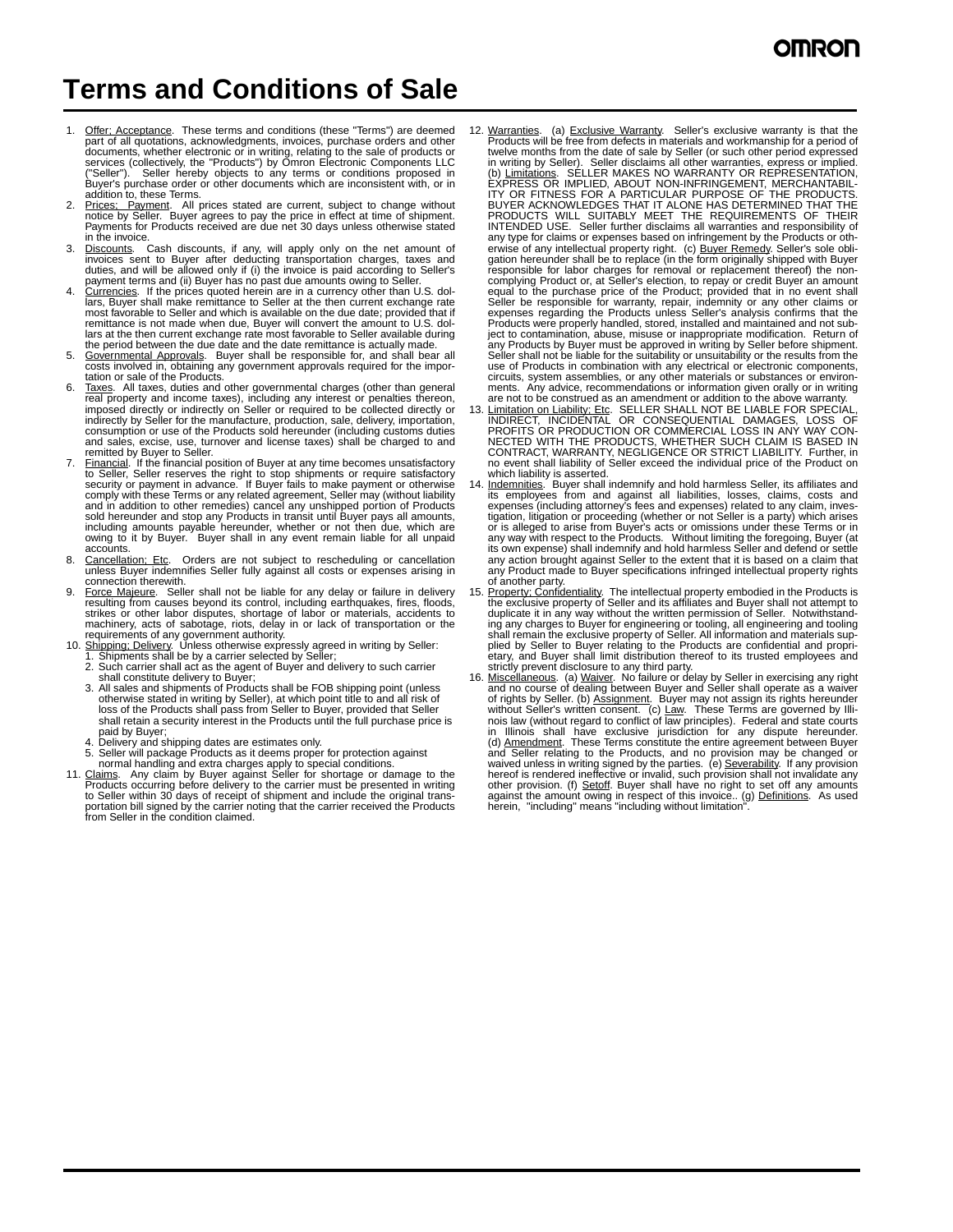# Terms and Conditions of Sale

1. Offer; Acceptance. These terms and conditions (these "Terms") are deemed part of all quotations, acknowledgments, invoices, purchase orders and other documents, whether electronic or in writing, relating to the sale of products or services (collectively, the "Products") by Omron Electronic Components LLC ("Seller"). Seller hereby objects to any terms or conditions proposed in Buyer's purchase order or other documents which are inconsistent with, or in addition to, these Terms.
2. Prices; Payment. All prices stated are current, subject to change without notice by Seller. Buyer agrees to pay the price in effect at time of shipment. Payments for Products received are due net 30 days unless otherwise stated in the invoice.
3. Discounts. Cash discounts, if any, will apply only on the net amount of invoices sent to Buyer after deducting transportation charges, taxes and duties, and will be allowed only if (i) the invoice is paid according to Seller's payment terms and (ii) Buyer has no past due amounts owing to Seller.
4. Currencies. If the prices quoted herein are in a currency other than U.S. dollars, Buyer shall make remittance to Seller at the then current exchange rate most favorable to Seller and which is available on the due date; provided that if remittance is not made when due, Buyer will convert the amount to U.S. dollars at the then current exchange rate most favorable to Seller available during the period between the due date and the date remittance is actually made.
5. Governmental Approvals. Buyer shall be responsible for, and shall bear all costs involved in, obtaining any government approvals required for the importation or sale of the Products.
6. Taxes. All taxes, duties and other governmental charges (other than general real property and income taxes), including any interest or penalties thereon, imposed directly or indirectly on Seller or required to be collected directly or indirectly by Seller for the manufacture, production, sale, delivery, importation, consumption or use of the Products sold hereunder (including customs duties and sales, excise, use, turnover and license taxes) shall be charged to and remitted by Buyer to Seller.
7. Financial. If the financial position of Buyer at any time becomes unsatisfactory to Seller, Seller reserves the right to stop shipments or require satisfactory security or payment in advance. If Buyer fails to make payment or otherwise comply with these Terms or any related agreement, Seller may (without liability and in addition to other remedies) cancel any unshipped portion of Products sold hereunder and stop any Products in transit until Buyer pays all amounts, including amounts payable hereunder, whether or not then due, which are owing to it by Buyer. Buyer shall in any event remain liable for all unpaid accounts.
8. Cancellation; Etc. Orders are not subject to rescheduling or cancellation unless Buyer indemnifies Seller fully against all costs or expenses arising in connection therewith.
9. Force Majeure. Seller shall not be liable for any delay or failure in delivery resulting from causes beyond its control, including earthquakes, fires, floods, strikes or other labor disputes, shortage of labor or materials, accidents to machinery, acts of sabotage, riots, delay in or lack of transportation or the requirements of any government authority.
10. Shipping; Delivery. Unless otherwise expressly agreed in writing by Seller:
    1. Shipments shall be by a carrier selected by Seller;
    2. Such carrier shall act as the agent of Buyer and delivery to such carrier shall constitute delivery to Buyer;
    3. All sales and shipments of Products shall be FOB shipping point (unless otherwise stated in writing by Seller), at which point title to and all risk of loss of the Products shall pass from Seller to Buyer, provided that Seller shall retain a security interest in the Products until the full purchase price is paid by Buyer;
    4. Delivery and shipping dates are estimates only.
    5. Seller will package Products as it deems proper for protection against normal handling and extra charges apply to special conditions.
11. Claims. Any claim by Buyer against Seller for shortage or damage to the Products occurring before delivery to the carrier must be presented in writing to Seller within 30 days of receipt of shipment and include the original transportation bill signed by the carrier noting that the carrier received the Products from Seller in the condition claimed.
12. Warranties. (a) Exclusive Warranty. Seller's exclusive warranty is that the Products will be free from defects in materials and workmanship for a period of twelve months from the date of sale by Seller (or such other period expressed in writing by Seller). Seller disclaims all other warranties, express or implied. (b) Limitations. SELLER MAKES NO WARRANTY OR REPRESENTATION, EXPRESS OR IMPLIED, ABOUT NON-INFRINGEMENT, MERCHANTABILITY OR FITNESS FOR A PARTICULAR PURPOSE OF THE PRODUCTS. BUYER ACKNOWLEDGES THAT IT ALONE HAS DETERMINED THAT THE PRODUCTS WILL SUITABLY MEET THE REQUIREMENTS OF THEIR INTENDED USE. Seller further disclaims all warranties and responsibility of any type for claims or expenses based on infringement by the Products or otherwise of any intellectual property right. (c) Buyer Remedy. Seller's sole obligation hereunder shall be to replace (in the form originally shipped with Buyer responsible for labor charges for removal or replacement thereof) the non-complying Product or, at Seller's election, to repay or credit Buyer an amount equal to the purchase price of the Product; provided that in no event shall Seller be responsible for warranty, repair, indemnity or any other claims or expenses regarding the Products unless Seller's analysis confirms that the Products were properly handled, stored, installed and maintained and not subject to contamination, abuse, misuse or inappropriate modification. Return of any Products by Buyer must be approved in writing by Seller before shipment. Seller shall not be liable for the suitability or unsuitability or the results from the use of Products in combination with any electrical or electronic components, circuits, system assemblies, or any other materials or substances or environments. Any advice, recommendations or information given orally or in writing are not to be construed as an amendment or addition to the above warranty.
13. Limitation on Liability; Etc. SELLER SHALL NOT BE LIABLE FOR SPECIAL, INDIRECT, INCIDENTAL OR CONSEQUENTIAL DAMAGES, LOSS OF PROFITS OR PRODUCTION OR COMMERCIAL LOSS IN ANY WAY CONNECTED WITH THE PRODUCTS, WHETHER SUCH CLAIM IS BASED IN CONTRACT, WARRANTY, NEGLIGENCE OR STRICT LIABILITY. Further, in no event shall liability of Seller exceed the individual price of the Product on which liability is asserted.
14. Indemnities. Buyer shall indemnify and hold harmless Seller, its affiliates and its employees from and against all liabilities, losses, claims, costs and expenses (including attorney's fees and expenses) related to any claim, investigation, litigation or proceeding (whether or not Seller is a party) which arises or is alleged to arise from Buyer's acts or omissions under these Terms or in any way with respect to the Products. Without limiting the foregoing, Buyer (at its own expense) shall indemnify and hold harmless Seller and defend or settle any action brought against Seller to the extent that it is based on a claim that any Product made to Buyer specifications infringed intellectual property rights of another party.
15. Property; Confidentiality. The intellectual property embodied in the Products is the exclusive property of Seller and its affiliates and Buyer shall not attempt to duplicate it in any way without the written permission of Seller. Notwithstanding any charges to Buyer for engineering or tooling, all engineering and tooling shall remain the exclusive property of Seller. All information and materials supplied by Seller to Buyer relating to the Products are confidential and proprietary, and Buyer shall limit distribution thereof to its trusted employees and strictly prevent disclosure to any third party.
16. Miscellaneous. (a) Waiver. No failure or delay by Seller in exercising any right and no course of dealing between Buyer and Seller shall operate as a waiver of rights by Seller. (b) Assignment. Buyer may not assign its rights hereunder without Seller's written consent. (c) Law. These Terms are governed by Illinois law (without regard to conflict of law principles). Federal and state courts in Illinois shall have exclusive jurisdiction for any dispute hereunder. (d) Amendment. These Terms constitute the entire agreement between Buyer and Seller relating to the Products, and no provision may be changed or waived unless in writing signed by the parties. (e) Severability. If any provision hereof is rendered ineffective or invalid, such provision shall not invalidate any other provision. (f) Setoff. Buyer shall have no right to set off any amounts against the amount owing in respect of this invoice.. (g) Definitions. As used herein, "including" means "including without limitation".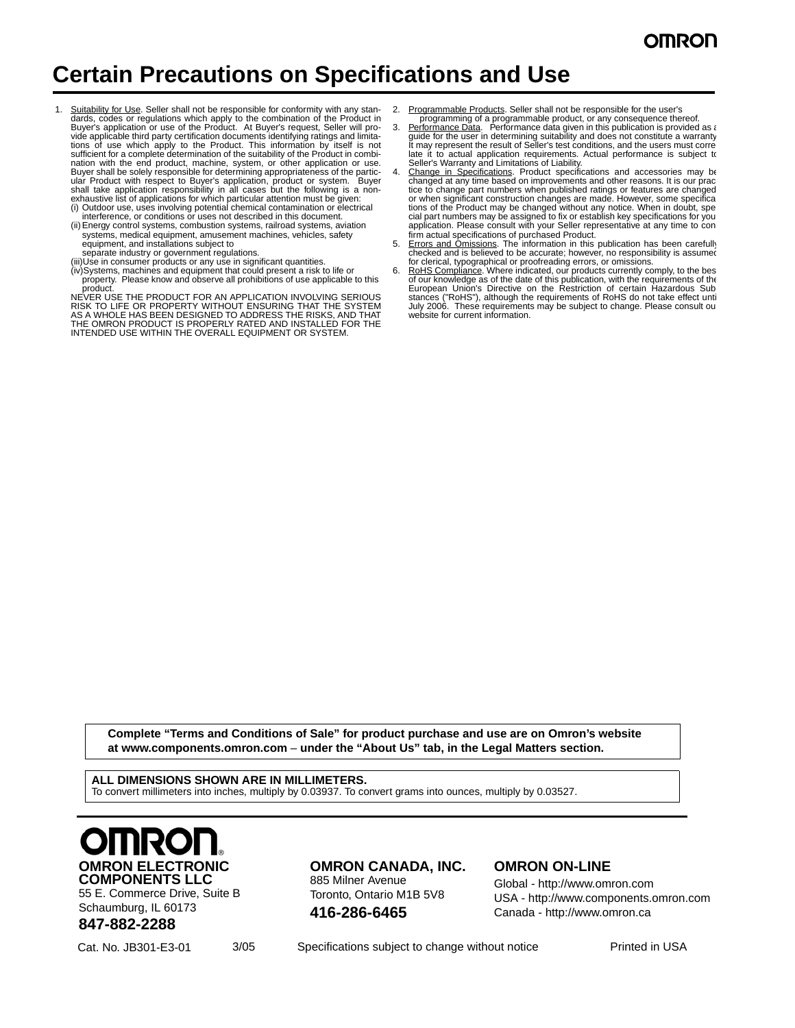# Certain Precautions on Specifications and Use

1. Suitability for Use. Seller shall not be responsible for conformity with any standards, codes or regulations which apply to the combination of the Product in Buyer's application or use of the Product. At Buyer's request, Seller will provide applicable third party certification documents identifying ratings and limitations of use which apply to the Product. This information by itself is not sufficient for a complete determination of the suitability of the Product in combination with the end product, machine, system, or other application or use. Buyer shall be solely responsible for determining appropriateness of the particular Product with respect to Buyer's application, product or system. Buyer shall take application responsibility in all cases but the following is a non-exhaustive list of applications for which particular attention must be given:
   - (i) Outdoor use, uses involving potential chemical contamination or electrical interference, or conditions or uses not described in this document.
   - (ii) Energy control systems, combustion systems, railroad systems, aviation systems, medical equipment, amusement machines, vehicles, safety equipment, and installations subject to separate industry or government regulations.
   - (iii) Use in consumer products or any use in significant quantities.
   - (iv) Systems, machines and equipment that could present a risk to life or property. Please know and observe all prohibitions of use applicable to this product.

   NEVER USE THE PRODUCT FOR AN APPLICATION INVOLVING SERIOUS RISK TO LIFE OR PROPERTY WITHOUT ENSURING THAT THE SYSTEM AS A WHOLE HAS BEEN DESIGNED TO ADDRESS THE RISKS, AND THAT THE OMRON PRODUCT IS PROPERLY RATED AND INSTALLED FOR THE INTENDED USE WITHIN THE OVERALL EQUIPMENT OR SYSTEM.

2. Programmable Products. Seller shall not be responsible for the user's programming of a programmable product, or any consequence thereof.
3. Performance Data. Performance data given in this publication is provided as a guide for the user in determining suitability and does not constitute a warranty. It may represent the result of Seller's test conditions, and the users must correlate it to actual application requirements. Actual performance is subject to Seller's Warranty and Limitations of Liability.
4. Change in Specifications. Product specifications and accessories may be changed at any time based on improvements and other reasons. It is our practice to change part numbers when published ratings or features are changed, or when significant construction changes are made. However, some specifications of the Product may be changed without any notice. When in doubt, special part numbers may be assigned to fix or establish key specifications for your application. Please consult with your Seller representative at any time to confirm actual specifications of purchased Product.
5. Errors and Omissions. The information in this publication has been carefully checked and is believed to be accurate; however, no responsibility is assumed for clerical, typographical or proofreading errors, or omissions.
6. RoHS Compliance. Where indicated, our products currently comply, to the best of our knowledge as of the date of this publication, with the requirements of the European Union's Directive on the Restriction of certain Hazardous Substances ("RoHS"), although the requirements of RoHS do not take effect until July 2006. These requirements may be subject to change. Please consult our website for current information.

**Complete "Terms and Conditions of Sale" for product purchase and use are on Omron's website at www.components.omron.com – under the "About Us" tab, in the Legal Matters section.**

**ALL DIMENSIONS SHOWN ARE IN MILLIMETERS.**
To convert millimeters into inches, multiply by 0.03937. To convert grams into ounces, multiply by 0.03527.

**OMRON ELECTRONIC COMPONENTS LLC**
55 E. Commerce Drive, Suite B
Schaumburg, IL 60173
**847-882-2288**

**OMRON CANADA, INC.**
885 Milner Avenue
Toronto, Ontario M1B 5V8
**416-286-6465**

**OMRON ON-LINE**
Global - http://www.omron.com
USA - http://www.components.omron.com
Canada - http://www.omron.ca

Cat. No. JB301-E3-01 3/05 Specifications subject to change without notice Printed in USA